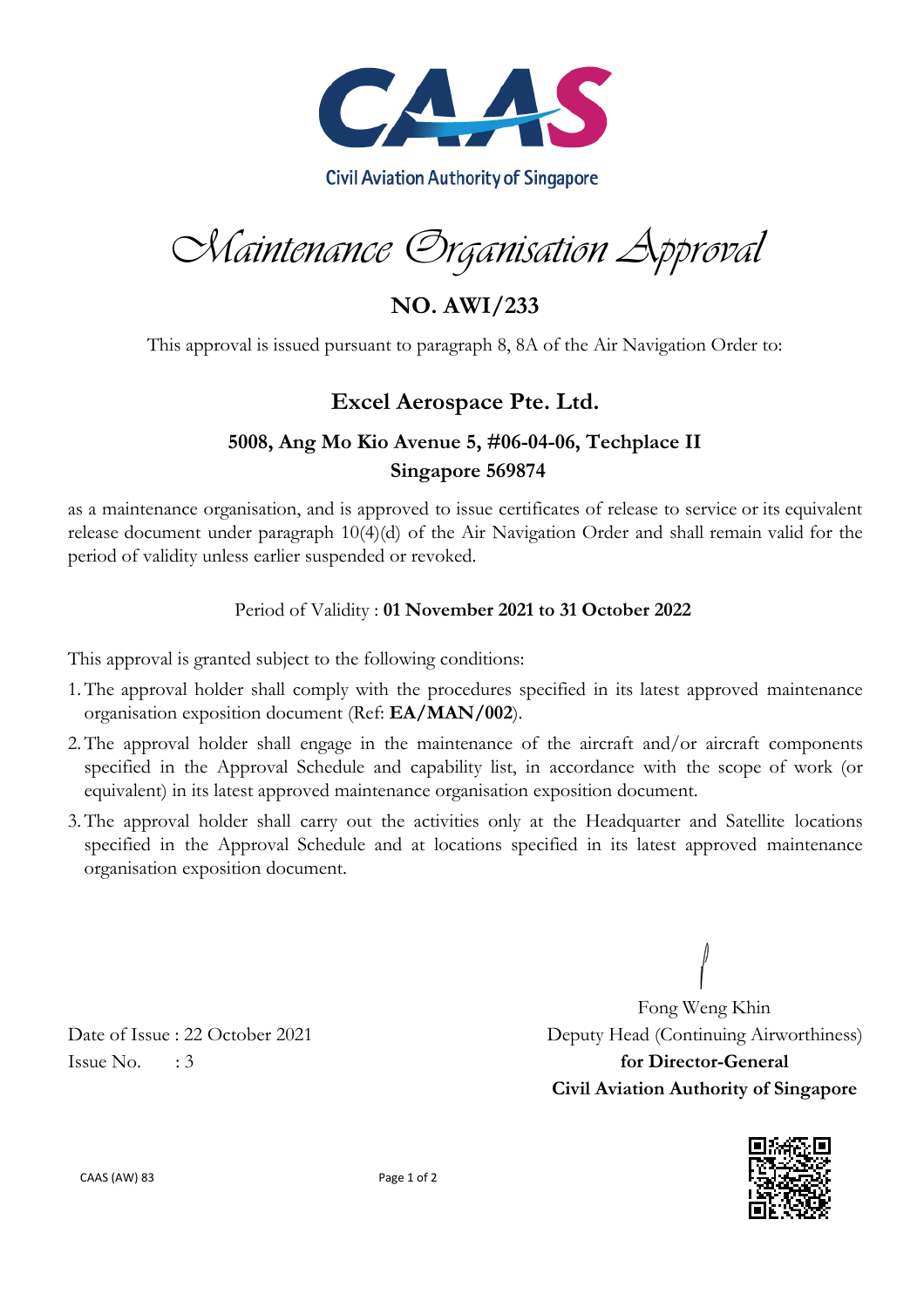Civil Aviation Authority of Singapore

# Maintenance Organisation Approval

## NO. AWI/233

This approval is issued pursuant to paragraph 8, 8A of the Air Navigation Order to:

### Excel Aerospace Pte. Ltd.

**5008, Ang Mo Kio Avenue 5, #06-04-06, Techplace II**
**Singapore 569874**

as a maintenance organisation, and is approved to issue certificates of release to service or its equivalent release document under paragraph 10(4)(d) of the Air Navigation Order and shall remain valid for the period of validity unless earlier suspended or revoked.

Period of Validity : **01 November 2021 to 31 October 2022**

This approval is granted subject to the following conditions:

1. The approval holder shall comply with the procedures specified in its latest approved maintenance organisation exposition document (Ref: **EA/MAN/002**).
2. The approval holder shall engage in the maintenance of the aircraft and/or aircraft components specified in the Approval Schedule and capability list, in accordance with the scope of work (or equivalent) in its latest approved maintenance organisation exposition document.
3. The approval holder shall carry out the activities only at the Headquarter and Satellite locations specified in the Approval Schedule and at locations specified in its latest approved maintenance organisation exposition document.

Date of Issue : 22 October 2021
Issue No. : 3

Fong Weng Khin
Deputy Head (Continuing Airworthiness)
**for Director-General**
**Civil Aviation Authority of Singapore**

CAAS (AW) 83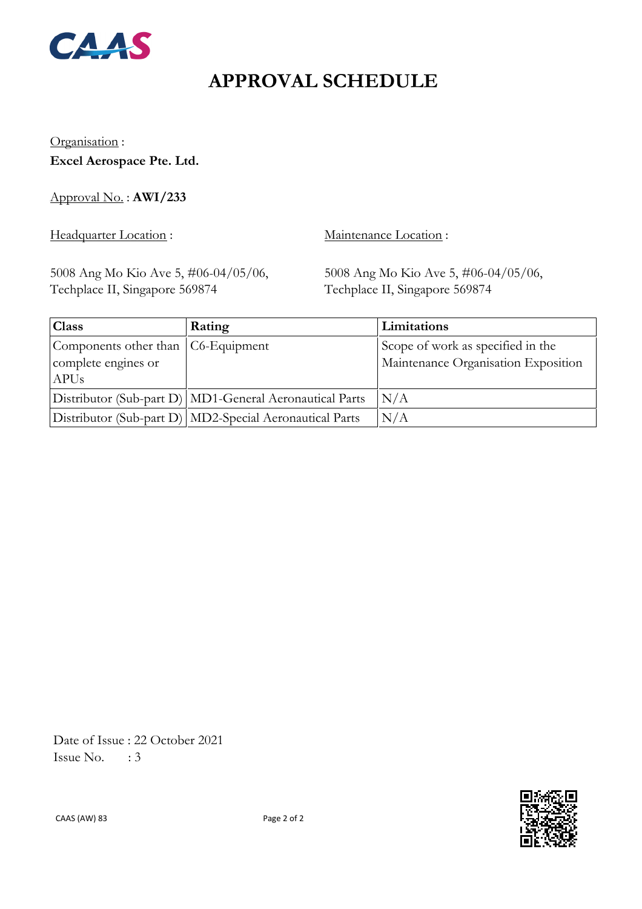# APPROVAL SCHEDULE

Organisation :
**Excel Aerospace Pte. Ltd.**

Approval No. : **AWI/233**

Headquarter Location :

5008 Ang Mo Kio Ave 5, #06-04/05/06,
Techplace II, Singapore 569874

Maintenance Location :

5008 Ang Mo Kio Ave 5, #06-04/05/06,
Techplace II, Singapore 569874

| Class | Rating | Limitations |
|---|---|---|
| Components other than complete engines or APUs | C6-Equipment | Scope of work as specified in the Maintenance Organisation Exposition |
| Distributor (Sub-part D) | MD1-General Aeronautical Parts | N/A |
| Distributor (Sub-part D) | MD2-Special Aeronautical Parts | N/A |

Date of Issue : 22 October 2021
Issue No. : 3

CAAS (AW) 83